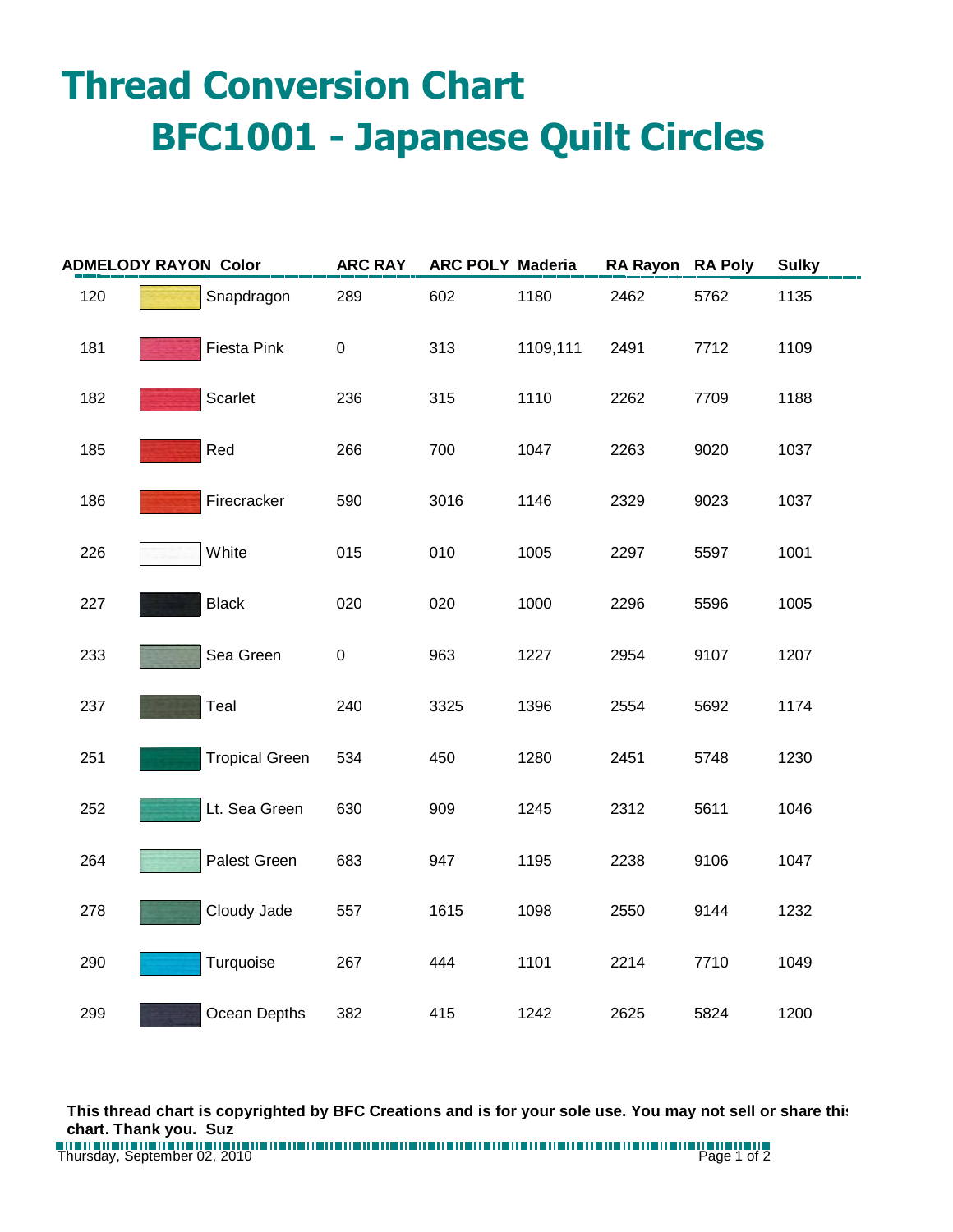# Thread Conversion Chart

## BFC1001 - Japanese Quilt Circles

| ADMELODY RAYON | Color | ARC RAY | ARC POLY | Maderia | RA Rayon | RA Poly | Sulky |
|---|---|---|---|---|---|---|---|
| 120 | Snapdragon | 289 | 602 | 1180 | 2462 | 5762 | 1135 |
| 181 | Fiesta Pink | 0 | 313 | 1109,111 | 2491 | 7712 | 1109 |
| 182 | Scarlet | 236 | 315 | 1110 | 2262 | 7709 | 1188 |
| 185 | Red | 266 | 700 | 1047 | 2263 | 9020 | 1037 |
| 186 | Firecracker | 590 | 3016 | 1146 | 2329 | 9023 | 1037 |
| 226 | White | 015 | 010 | 1005 | 2297 | 5597 | 1001 |
| 227 | Black | 020 | 020 | 1000 | 2296 | 5596 | 1005 |
| 233 | Sea Green | 0 | 963 | 1227 | 2954 | 9107 | 1207 |
| 237 | Teal | 240 | 3325 | 1396 | 2554 | 5692 | 1174 |
| 251 | Tropical Green | 534 | 450 | 1280 | 2451 | 5748 | 1230 |
| 252 | Lt. Sea Green | 630 | 909 | 1245 | 2312 | 5611 | 1046 |
| 264 | Palest Green | 683 | 947 | 1195 | 2238 | 9106 | 1047 |
| 278 | Cloudy Jade | 557 | 1615 | 1098 | 2550 | 9144 | 1232 |
| 290 | Turquoise | 267 | 444 | 1101 | 2214 | 7710 | 1049 |
| 299 | Ocean Depths | 382 | 415 | 1242 | 2625 | 5824 | 1200 |

**This thread chart is copyrighted by BFC Creations and is for your sole use. You may not sell or share this chart. Thank you. Suz**

Thursday, September 02, 2010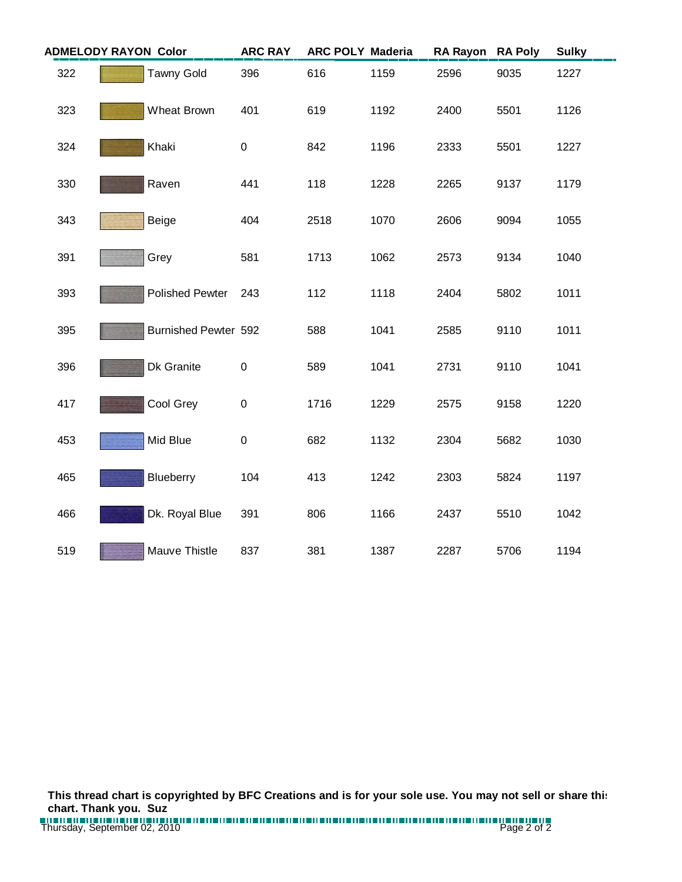| ADMELODY RAYON | | Color | ARC RAY | ARC POLY | Maderia | RA Rayon | RA Poly | Sulky |
|---|---|---|---|---|---|---|---|---|
| 322 | | Tawny Gold | 396 | 616 | 1159 | 2596 | 9035 | 1227 |
| 323 | | Wheat Brown | 401 | 619 | 1192 | 2400 | 5501 | 1126 |
| 324 | | Khaki | 0 | 842 | 1196 | 2333 | 5501 | 1227 |
| 330 | | Raven | 441 | 118 | 1228 | 2265 | 9137 | 1179 |
| 343 | | Beige | 404 | 2518 | 1070 | 2606 | 9094 | 1055 |
| 391 | | Grey | 581 | 1713 | 1062 | 2573 | 9134 | 1040 |
| 393 | | Polished Pewter | 243 | 112 | 1118 | 2404 | 5802 | 1011 |
| 395 | | Burnished Pewter | 592 | 588 | 1041 | 2585 | 9110 | 1011 |
| 396 | | Dk Granite | 0 | 589 | 1041 | 2731 | 9110 | 1041 |
| 417 | | Cool Grey | 0 | 1716 | 1229 | 2575 | 9158 | 1220 |
| 453 | | Mid Blue | 0 | 682 | 1132 | 2304 | 5682 | 1030 |
| 465 | | Blueberry | 104 | 413 | 1242 | 2303 | 5824 | 1197 |
| 466 | | Dk. Royal Blue | 391 | 806 | 1166 | 2437 | 5510 | 1042 |
| 519 | | Mauve Thistle | 837 | 381 | 1387 | 2287 | 5706 | 1194 |

**This thread chart is copyrighted by BFC Creations and is for your sole use. You may not sell or share this chart. Thank you. Suz**

Thursday, September 02, 2010